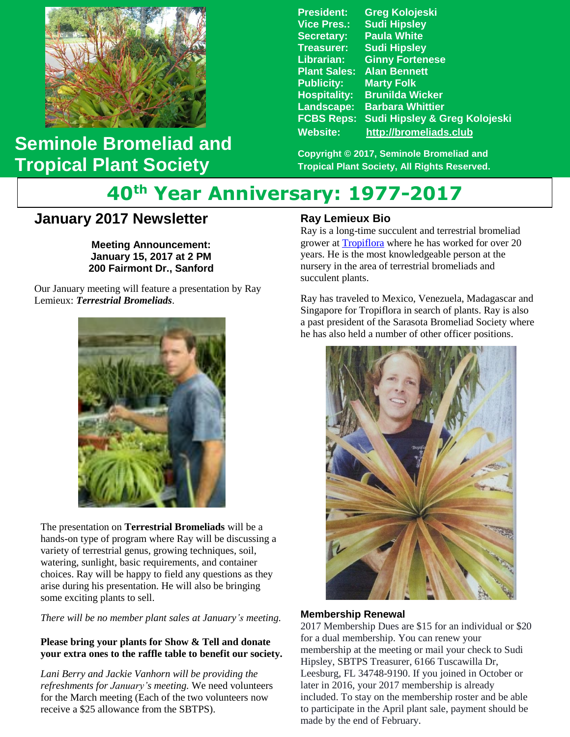# Seminole Bromeliad and Tropical Plant Society

**President:** Greg Kolojeski
**Vice Pres.:** Sudi Hipsley
**Secretary:** Paula White
**Treasurer:** Sudi Hipsley
**Librarian:** Ginny Fortenese
**Plant Sales:** Alan Bennett
**Publicity:** Marty Folk
**Hospitality:** Brunilda Wicker
**Landscape:** Barbara Whittier
**FCBS Reps:** Sudi Hipsley & Greg Kolojeski
**Website:** http://bromeliads.club

**Copyright © 2017, Seminole Bromeliad and Tropical Plant Society, All Rights Reserved.**

# 40th Year Anniversary: 1977-2017

## January 2017 Newsletter

**Meeting Announcement:**
**January 15, 2017 at 2 PM**
**200 Fairmont Dr., Sanford**

Our January meeting will feature a presentation by Ray Lemieux: ***Terrestrial Bromeliads***.

The presentation on **Terrestrial Bromeliads** will be a hands-on type of program where Ray will be discussing a variety of terrestrial genus, growing techniques, soil, watering, sunlight, basic requirements, and container choices. Ray will be happy to field any questions as they arise during his presentation. He will also be bringing some exciting plants to sell.

*There will be no member plant sales at January's meeting.*

**Please bring your plants for Show & Tell and donate your extra ones to the raffle table to benefit our society.**

*Lani Berry and Jackie Vanhorn will be providing the refreshments for January's meeting.* We need volunteers for the March meeting (Each of the two volunteers now receive a $25 allowance from the SBTPS).

### Ray Lemieux Bio

Ray is a long-time succulent and terrestrial bromeliad grower at Tropiflora where he has worked for over 20 years. He is the most knowledgeable person at the nursery in the area of terrestrial bromeliads and succulent plants.

Ray has traveled to Mexico, Venezuela, Madagascar and Singapore for Tropiflora in search of plants. Ray is also a past president of the Sarasota Bromeliad Society where he has also held a number of other officer positions.

### Membership Renewal

2017 Membership Dues are $15 for an individual or $20 for a dual membership. You can renew your membership at the meeting or mail your check to Sudi Hipsley, SBTPS Treasurer, 6166 Tuscawilla Dr, Leesburg, FL 34748-9190. If you joined in October or later in 2016, your 2017 membership is already included. To stay on the membership roster and be able to participate in the April plant sale, payment should be made by the end of February.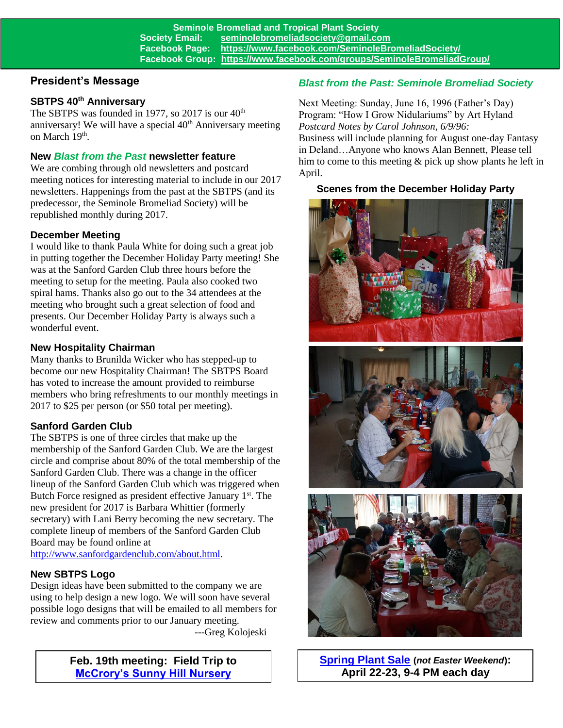**Seminole Bromeliad and Tropical Plant Society**
**Society Email:** seminolebromeliadsociety@gmail.com
**Facebook Page:** https://www.facebook.com/SeminoleBromeliadSociety/
**Facebook Group:** https://www.facebook.com/groups/SeminoleBromeliadGroup/

## President's Message

### SBTPS 40th Anniversary

The SBTPS was founded in 1977, so 2017 is our 40th anniversary! We will have a special 40th Anniversary meeting on March 19th.

### New *Blast from the Past* newsletter feature

We are combing through old newsletters and postcard meeting notices for interesting material to include in our 2017 newsletters. Happenings from the past at the SBTPS (and its predecessor, the Seminole Bromeliad Society) will be republished monthly during 2017.

### December Meeting

I would like to thank Paula White for doing such a great job in putting together the December Holiday Party meeting! She was at the Sanford Garden Club three hours before the meeting to setup for the meeting. Paula also cooked two spiral hams. Thanks also go out to the 34 attendees at the meeting who brought such a great selection of food and presents. Our December Holiday Party is always such a wonderful event.

### New Hospitality Chairman

Many thanks to Brunilda Wicker who has stepped-up to become our new Hospitality Chairman! The SBTPS Board has voted to increase the amount provided to reimburse members who bring refreshments to our monthly meetings in 2017 to $25 per person (or $50 total per meeting).

### Sanford Garden Club

The SBTPS is one of three circles that make up the membership of the Sanford Garden Club. We are the largest circle and comprise about 80% of the total membership of the Sanford Garden Club. There was a change in the officer lineup of the Sanford Garden Club which was triggered when Butch Force resigned as president effective January 1st. The new president for 2017 is Barbara Whittier (formerly secretary) with Lani Berry becoming the new secretary. The complete lineup of members of the Sanford Garden Club Board may be found online at http://www.sanfordgardenclub.com/about.html.

### New SBTPS Logo

Design ideas have been submitted to the company we are using to help design a new logo. We will soon have several possible logo designs that will be emailed to all members for review and comments prior to our January meeting.

---Greg Kolojeski

**Feb. 19th meeting: Field Trip to McCrory's Sunny Hill Nursery**

### *Blast from the Past: Seminole Bromeliad Society*

Next Meeting: Sunday, June 16, 1996 (Father's Day)
Program: "How I Grow Nidulariums" by Art Hyland
*Postcard Notes by Carol Johnson, 6/9/96:*
Business will include planning for August one-day Fantasy in Deland…Anyone who knows Alan Bennett, Please tell him to come to this meeting & pick up show plants he left in April.

### Scenes from the December Holiday Party

**Spring Plant Sale (*not Easter Weekend*): April 22-23, 9-4 PM each day**